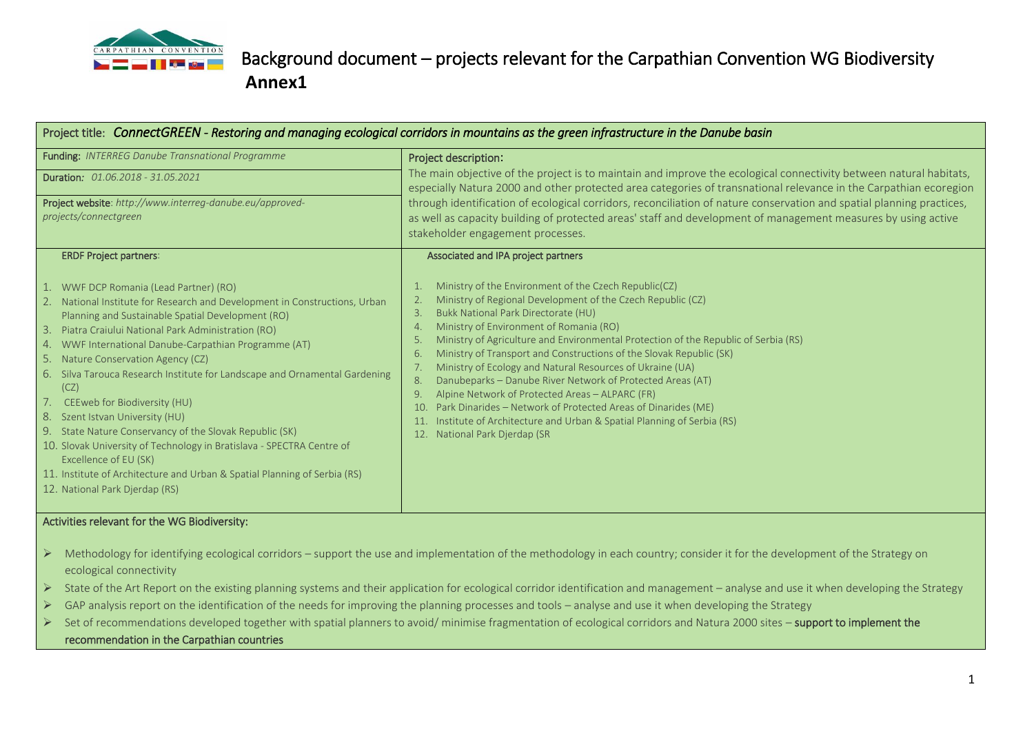# Background document – projects relevant for the Carpathian Convention WG Biodiversity

**Annex1**

**Project title:** ***ConnectGREEN - Restoring and managing ecological corridors in mountains as the green infrastructure in the Danube basin***

**Funding:** *INTERREG Danube Transnational Programme*

**Duration:** *01.06.2018 - 31.05.2021*

**Project website**: *http://www.interreg-danube.eu/approved-projects/connectgreen*

**Project description:**

The main objective of the project is to maintain and improve the ecological connectivity between natural habitats, especially Natura 2000 and other protected area categories of transnational relevance in the Carpathian ecoregion through identification of ecological corridors, reconciliation of nature conservation and spatial planning practices, as well as capacity building of protected areas' staff and development of management measures by using active stakeholder engagement processes.

**ERDF Project partners**:

1. WWF DCP Romania (Lead Partner) (RO)
2. National Institute for Research and Development in Constructions, Urban Planning and Sustainable Spatial Development (RO)
3. Piatra Craiului National Park Administration (RO)
4. WWF International Danube-Carpathian Programme (AT)
5. Nature Conservation Agency (CZ)
6. Silva Tarouca Research Institute for Landscape and Ornamental Gardening (CZ)
7. CEEweb for Biodiversity (HU)
8. Szent Istvan University (HU)
9. State Nature Conservancy of the Slovak Republic (SK)
10. Slovak University of Technology in Bratislava - SPECTRA Centre of Excellence of EU (SK)
11. Institute of Architecture and Urban & Spatial Planning of Serbia (RS)
12. National Park Djerdap (RS)

**Associated and IPA project partners**

1. Ministry of the Environment of the Czech Republic(CZ)
2. Ministry of Regional Development of the Czech Republic (CZ)
3. Bukk National Park Directorate (HU)
4. Ministry of Environment of Romania (RO)
5. Ministry of Agriculture and Environmental Protection of the Republic of Serbia (RS)
6. Ministry of Transport and Constructions of the Slovak Republic (SK)
7. Ministry of Ecology and Natural Resources of Ukraine (UA)
8. Danubeparks – Danube River Network of Protected Areas (AT)
9. Alpine Network of Protected Areas – ALPARC (FR)
10. Park Dinarides – Network of Protected Areas of Dinarides (ME)
11. Institute of Architecture and Urban & Spatial Planning of Serbia (RS)
12. National Park Djerdap (SR

**Activities relevant for the WG Biodiversity:**

- Methodology for identifying ecological corridors – support the use and implementation of the methodology in each country; consider it for the development of the Strategy on ecological connectivity
- State of the Art Report on the existing planning systems and their application for ecological corridor identification and management – analyse and use it when developing the Strategy
- GAP analysis report on the identification of the needs for improving the planning processes and tools – analyse and use it when developing the Strategy
- Set of recommendations developed together with spatial planners to avoid/ minimise fragmentation of ecological corridors and Natura 2000 sites – **support to implement the recommendation in the Carpathian countries**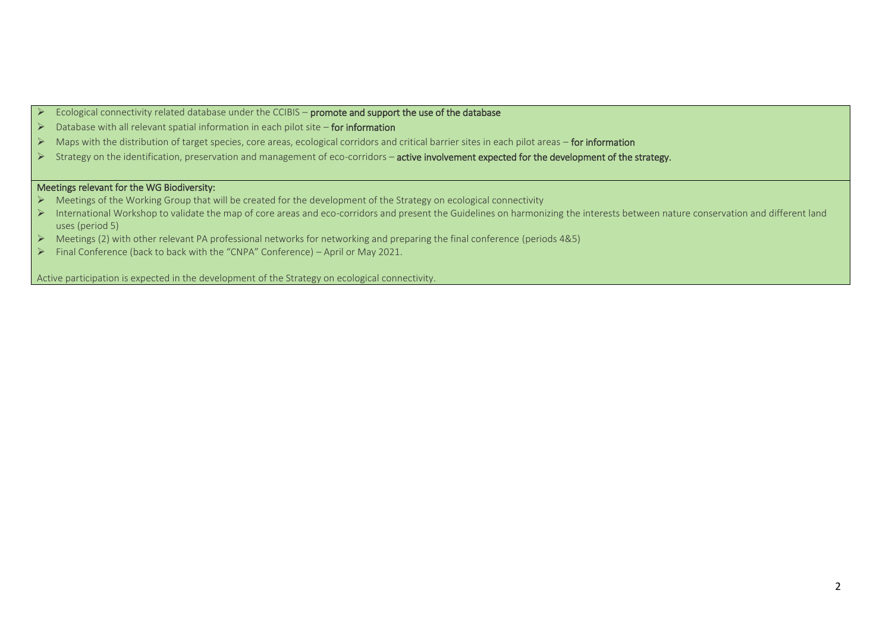- Ecological connectivity related database under the CCIBIS – **promote and support the use of the database**
- Database with all relevant spatial information in each pilot site – **for information**
- Maps with the distribution of target species, core areas, ecological corridors and critical barrier sites in each pilot areas – **for information**
- Strategy on the identification, preservation and management of eco-corridors – **active involvement expected for the development of the strategy.**

Meetings relevant for the WG Biodiversity:

- Meetings of the Working Group that will be created for the development of the Strategy on ecological connectivity
- International Workshop to validate the map of core areas and eco-corridors and present the Guidelines on harmonizing the interests between nature conservation and different land uses (period 5)
- Meetings (2) with other relevant PA professional networks for networking and preparing the final conference (periods 4&5)
- Final Conference (back to back with the "CNPA" Conference) – April or May 2021.

Active participation is expected in the development of the Strategy on ecological connectivity.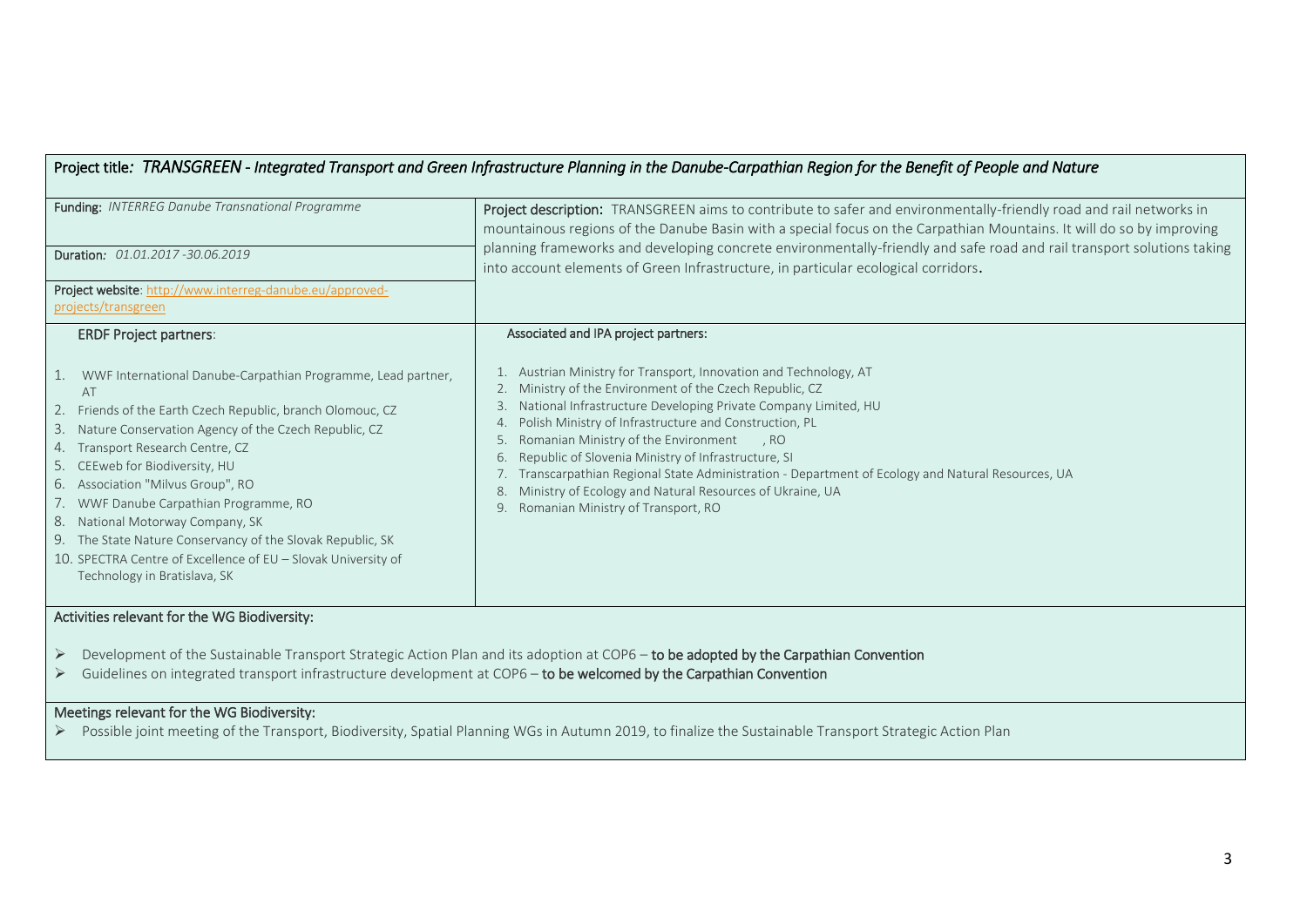**Project title:** ***TRANSGREEN - Integrated Transport and Green Infrastructure Planning in the Danube-Carpathian Region for the Benefit of People and Nature***

**Funding:** *INTERREG Danube Transnational Programme*

**Duration:** *01.01.2017 -30.06.2019*

**Project website**: http://www.interreg-danube.eu/approved-projects/transgreen

**Project description:** TRANSGREEN aims to contribute to safer and environmentally-friendly road and rail networks in mountainous regions of the Danube Basin with a special focus on the Carpathian Mountains. It will do so by improving planning frameworks and developing concrete environmentally-friendly and safe road and rail transport solutions taking into account elements of Green Infrastructure, in particular ecological corridors.

**ERDF Project partners**:

1. WWF International Danube-Carpathian Programme, Lead partner, AT
2. Friends of the Earth Czech Republic, branch Olomouc, CZ
3. Nature Conservation Agency of the Czech Republic, CZ
4. Transport Research Centre, CZ
5. CEEweb for Biodiversity, HU
6. Association "Milvus Group", RO
7. WWF Danube Carpathian Programme, RO
8. National Motorway Company, SK
9. The State Nature Conservancy of the Slovak Republic, SK
10. SPECTRA Centre of Excellence of EU – Slovak University of Technology in Bratislava, SK

**Associated and IPA project partners:**

1. Austrian Ministry for Transport, Innovation and Technology, AT
2. Ministry of the Environment of the Czech Republic, CZ
3. National Infrastructure Developing Private Company Limited, HU
4. Polish Ministry of Infrastructure and Construction, PL
5. Romanian Ministry of the Environment , RO
6. Republic of Slovenia Ministry of Infrastructure, SI
7. Transcarpathian Regional State Administration - Department of Ecology and Natural Resources, UA
8. Ministry of Ecology and Natural Resources of Ukraine, UA
9. Romanian Ministry of Transport, RO

**Activities relevant for the WG Biodiversity:**

- Development of the Sustainable Transport Strategic Action Plan and its adoption at COP6 – **to be adopted by the Carpathian Convention**
- Guidelines on integrated transport infrastructure development at COP6 – **to be welcomed by the Carpathian Convention**

**Meetings relevant for the WG Biodiversity:**

- Possible joint meeting of the Transport, Biodiversity, Spatial Planning WGs in Autumn 2019, to finalize the Sustainable Transport Strategic Action Plan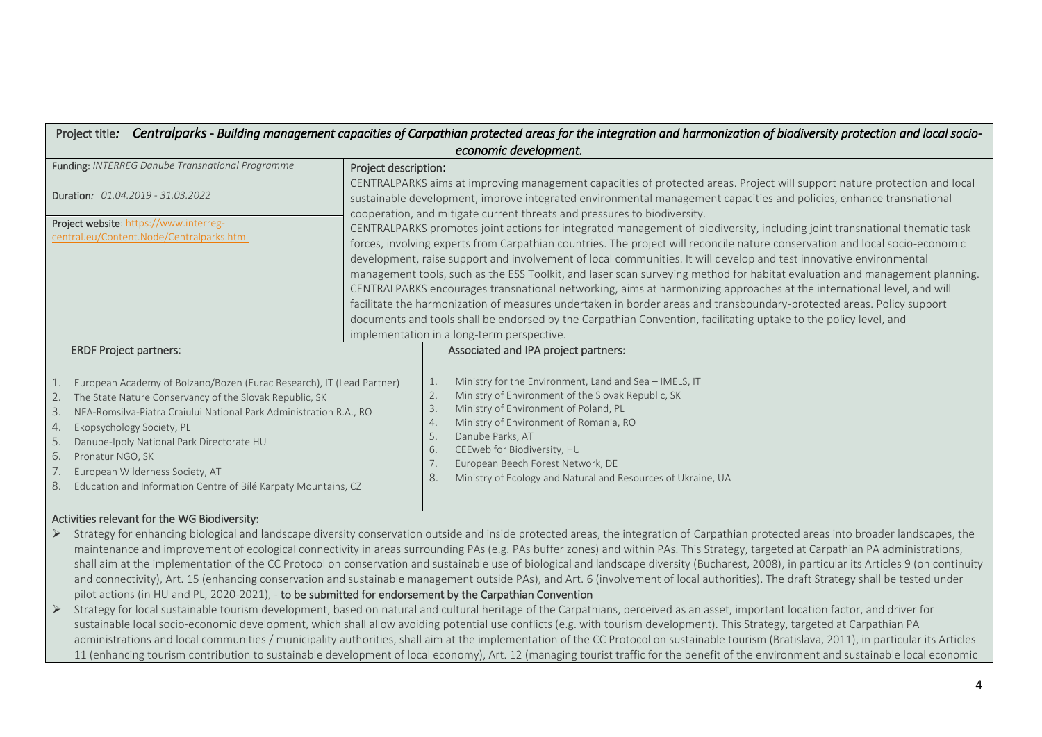**Project title:** ***Centralparks - Building management capacities of Carpathian protected areas for the integration and harmonization of biodiversity protection and local socio-economic development.***

**Funding:** *INTERREG Danube Transnational Programme*

**Duration:** *01.04.2019 - 31.03.2022*

**Project website:** https://www.interreg-central.eu/Content.Node/Centralparks.html

**Project description:**

CENTRALPARKS aims at improving management capacities of protected areas. Project will support nature protection and local sustainable development, improve integrated environmental management capacities and policies, enhance transnational cooperation, and mitigate current threats and pressures to biodiversity.

CENTRALPARKS promotes joint actions for integrated management of biodiversity, including joint transnational thematic task forces, involving experts from Carpathian countries. The project will reconcile nature conservation and local socio-economic development, raise support and involvement of local communities. It will develop and test innovative environmental management tools, such as the ESS Toolkit, and laser scan surveying method for habitat evaluation and management planning.

CENTRALPARKS encourages transnational networking, aims at harmonizing approaches at the international level, and will facilitate the harmonization of measures undertaken in border areas and transboundary-protected areas. Policy support documents and tools shall be endorsed by the Carpathian Convention, facilitating uptake to the policy level, and implementation in a long-term perspective.

**ERDF Project partners:**

1. European Academy of Bolzano/Bozen (Eurac Research), IT (Lead Partner)
2. The State Nature Conservancy of the Slovak Republic, SK
3. NFA-Romsilva-Piatra Craiului National Park Administration R.A., RO
4. Ekopsychology Society, PL
5. Danube-Ipoly National Park Directorate HU
6. Pronatur NGO, SK
7. European Wilderness Society, AT
8. Education and Information Centre of Bílé Karpaty Mountains, CZ

**Associated and IPA project partners:**

1. Ministry for the Environment, Land and Sea – IMELS, IT
2. Ministry of Environment of the Slovak Republic, SK
3. Ministry of Environment of Poland, PL
4. Ministry of Environment of Romania, RO
5. Danube Parks, AT
6. CEEweb for Biodiversity, HU
7. European Beech Forest Network, DE
8. Ministry of Ecology and Natural and Resources of Ukraine, UA

**Activities relevant for the WG Biodiversity:**

- Strategy for enhancing biological and landscape diversity conservation outside and inside protected areas, the integration of Carpathian protected areas into broader landscapes, the maintenance and improvement of ecological connectivity in areas surrounding PAs (e.g. PAs buffer zones) and within PAs. This Strategy, targeted at Carpathian PA administrations, shall aim at the implementation of the CC Protocol on conservation and sustainable use of biological and landscape diversity (Bucharest, 2008), in particular its Articles 9 (on continuity and connectivity), Art. 15 (enhancing conservation and sustainable management outside PAs), and Art. 6 (involvement of local authorities). The draft Strategy shall be tested under pilot actions (in HU and PL, 2020-2021), - **to be submitted for endorsement by the Carpathian Convention**
- Strategy for local sustainable tourism development, based on natural and cultural heritage of the Carpathians, perceived as an asset, important location factor, and driver for sustainable local socio-economic development, which shall allow avoiding potential use conflicts (e.g. with tourism development). This Strategy, targeted at Carpathian PA administrations and local communities / municipality authorities, shall aim at the implementation of the CC Protocol on sustainable tourism (Bratislava, 2011), in particular its Articles 11 (enhancing tourism contribution to sustainable development of local economy), Art. 12 (managing tourist traffic for the benefit of the environment and sustainable local economic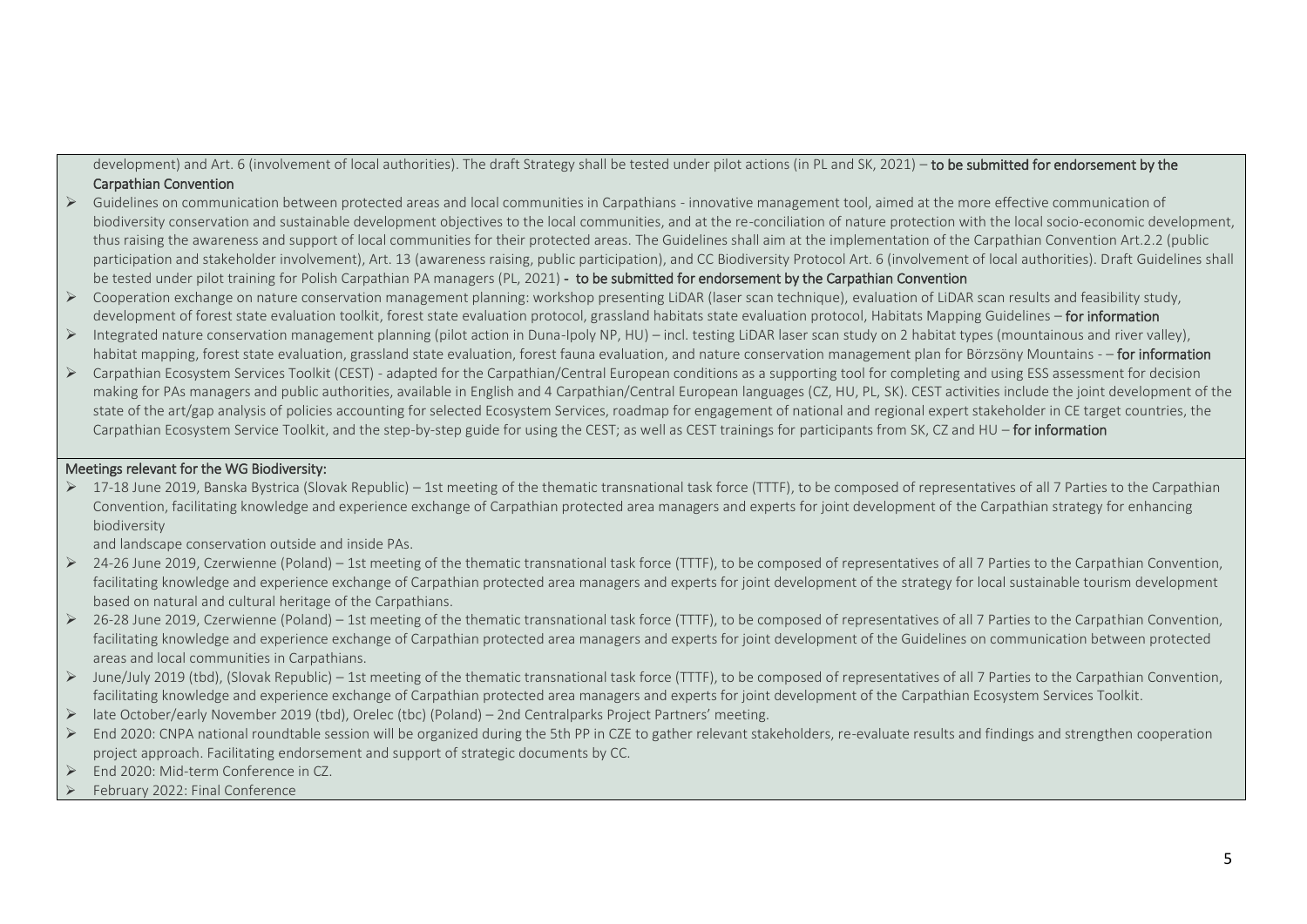development) and Art. 6 (involvement of local authorities). The draft Strategy shall be tested under pilot actions (in PL and SK, 2021) – **to be submitted for endorsement by the Carpathian Convention**

- Guidelines on communication between protected areas and local communities in Carpathians - innovative management tool, aimed at the more effective communication of biodiversity conservation and sustainable development objectives to the local communities, and at the re-conciliation of nature protection with the local socio-economic development, thus raising the awareness and support of local communities for their protected areas. The Guidelines shall aim at the implementation of the Carpathian Convention Art.2.2 (public participation and stakeholder involvement), Art. 13 (awareness raising, public participation), and CC Biodiversity Protocol Art. 6 (involvement of local authorities). Draft Guidelines shall be tested under pilot training for Polish Carpathian PA managers (PL, 2021) - **to be submitted for endorsement by the Carpathian Convention**
- Cooperation exchange on nature conservation management planning: workshop presenting LiDAR (laser scan technique), evaluation of LiDAR scan results and feasibility study, development of forest state evaluation toolkit, forest state evaluation protocol, grassland habitats state evaluation protocol, Habitats Mapping Guidelines – **for information**
- Integrated nature conservation management planning (pilot action in Duna-Ipoly NP, HU) – incl. testing LiDAR laser scan study on 2 habitat types (mountainous and river valley), habitat mapping, forest state evaluation, grassland state evaluation, forest fauna evaluation, and nature conservation management plan for Börzsöny Mountains - – **for information**
- Carpathian Ecosystem Services Toolkit (CEST) - adapted for the Carpathian/Central European conditions as a supporting tool for completing and using ESS assessment for decision making for PAs managers and public authorities, available in English and 4 Carpathian/Central European languages (CZ, HU, PL, SK). CEST activities include the joint development of the state of the art/gap analysis of policies accounting for selected Ecosystem Services, roadmap for engagement of national and regional expert stakeholder in CE target countries, the Carpathian Ecosystem Service Toolkit, and the step-by-step guide for using the CEST; as well as CEST trainings for participants from SK, CZ and HU – **for information**

**Meetings relevant for the WG Biodiversity:**

- 17-18 June 2019, Banska Bystrica (Slovak Republic) – 1st meeting of the thematic transnational task force (TTTF), to be composed of representatives of all 7 Parties to the Carpathian Convention, facilitating knowledge and experience exchange of Carpathian protected area managers and experts for joint development of the Carpathian strategy for enhancing biodiversity
  and landscape conservation outside and inside PAs.
- 24-26 June 2019, Czerwienne (Poland) – 1st meeting of the thematic transnational task force (TTTF), to be composed of representatives of all 7 Parties to the Carpathian Convention, facilitating knowledge and experience exchange of Carpathian protected area managers and experts for joint development of the strategy for local sustainable tourism development based on natural and cultural heritage of the Carpathians.
- 26-28 June 2019, Czerwienne (Poland) – 1st meeting of the thematic transnational task force (TTTF), to be composed of representatives of all 7 Parties to the Carpathian Convention, facilitating knowledge and experience exchange of Carpathian protected area managers and experts for joint development of the Guidelines on communication between protected areas and local communities in Carpathians.
- June/July 2019 (tbd), (Slovak Republic) – 1st meeting of the thematic transnational task force (TTTF), to be composed of representatives of all 7 Parties to the Carpathian Convention, facilitating knowledge and experience exchange of Carpathian protected area managers and experts for joint development of the Carpathian Ecosystem Services Toolkit.
- late October/early November 2019 (tbd), Orelec (tbc) (Poland) – 2nd Centralparks Project Partners' meeting.
- End 2020: CNPA national roundtable session will be organized during the 5th PP in CZE to gather relevant stakeholders, re-evaluate results and findings and strengthen cooperation project approach. Facilitating endorsement and support of strategic documents by CC.
- End 2020: Mid-term Conference in CZ.
- February 2022: Final Conference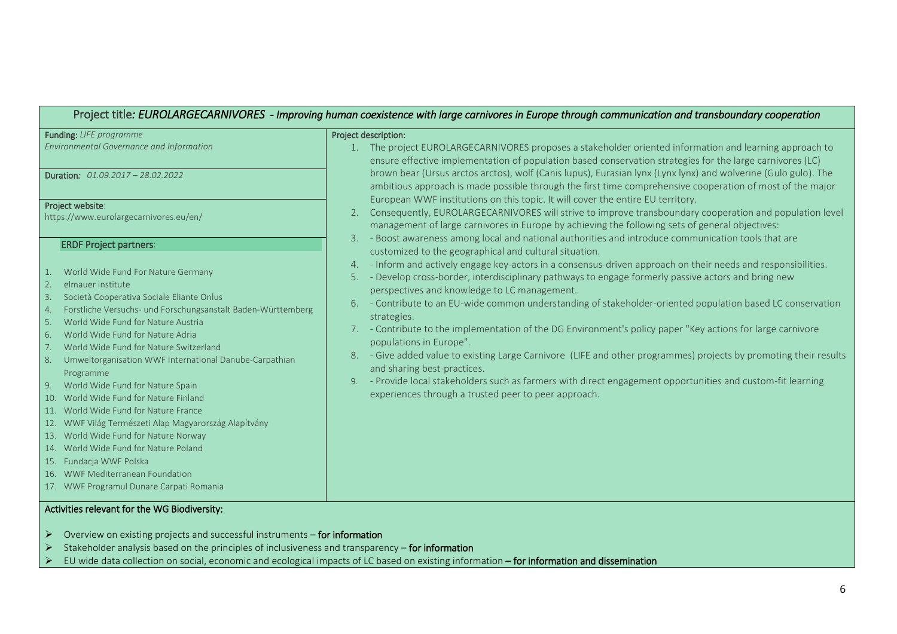**Project title*: EUROLARGECARNIVORES - Improving human coexistence with large carnivores in Europe through communication and transboundary cooperation***

**Funding:** *LIFE programme*
*Environmental Governance and Information*

**Duration***:* *01.09.2017 – 28.02.2022*

**Project website**:
https://www.eurolargecarnivores.eu/en/

**ERDF Project partners**:

1. World Wide Fund For Nature Germany
2. elmauer institute
3. Società Cooperativa Sociale Eliante Onlus
4. Forstliche Versuchs- und Forschungsanstalt Baden-Württemberg
5. World Wide Fund for Nature Austria
6. World Wide Fund for Nature Adria
7. World Wide Fund for Nature Switzerland
8. Umweltorganisation WWF International Danube-Carpathian Programme
9. World Wide Fund for Nature Spain
10. World Wide Fund for Nature Finland
11. World Wide Fund for Nature France
12. WWF Világ Természeti Alap Magyarország Alapítvány
13. World Wide Fund for Nature Norway
14. World Wide Fund for Nature Poland
15. Fundacja WWF Polska
16. WWF Mediterranean Foundation
17. WWF Programul Dunare Carpati Romania

**Project description:**

1. The project EUROLARGECARNIVORES proposes a stakeholder oriented information and learning approach to ensure effective implementation of population based conservation strategies for the large carnivores (LC) brown bear (Ursus arctos arctos), wolf (Canis lupus), Eurasian lynx (Lynx lynx) and wolverine (Gulo gulo). The ambitious approach is made possible through the first time comprehensive cooperation of most of the major European WWF institutions on this topic. It will cover the entire EU territory.
2. Consequently, EUROLARGECARNIVORES will strive to improve transboundary cooperation and population level management of large carnivores in Europe by achieving the following sets of general objectives:
3. - Boost awareness among local and national authorities and introduce communication tools that are customized to the geographical and cultural situation.
4. - Inform and actively engage key-actors in a consensus-driven approach on their needs and responsibilities.
5. - Develop cross-border, interdisciplinary pathways to engage formerly passive actors and bring new perspectives and knowledge to LC management.
6. - Contribute to an EU-wide common understanding of stakeholder-oriented population based LC conservation strategies.
7. - Contribute to the implementation of the DG Environment's policy paper "Key actions for large carnivore populations in Europe".
8. - Give added value to existing Large Carnivore (LIFE and other programmes) projects by promoting their results and sharing best-practices.
9. - Provide local stakeholders such as farmers with direct engagement opportunities and custom-fit learning experiences through a trusted peer to peer approach.

**Activities relevant for the WG Biodiversity:**

- Overview on existing projects and successful instruments – **for information**
- Stakeholder analysis based on the principles of inclusiveness and transparency – **for information**
- EU wide data collection on social, economic and ecological impacts of LC based on existing information – **for information and dissemination**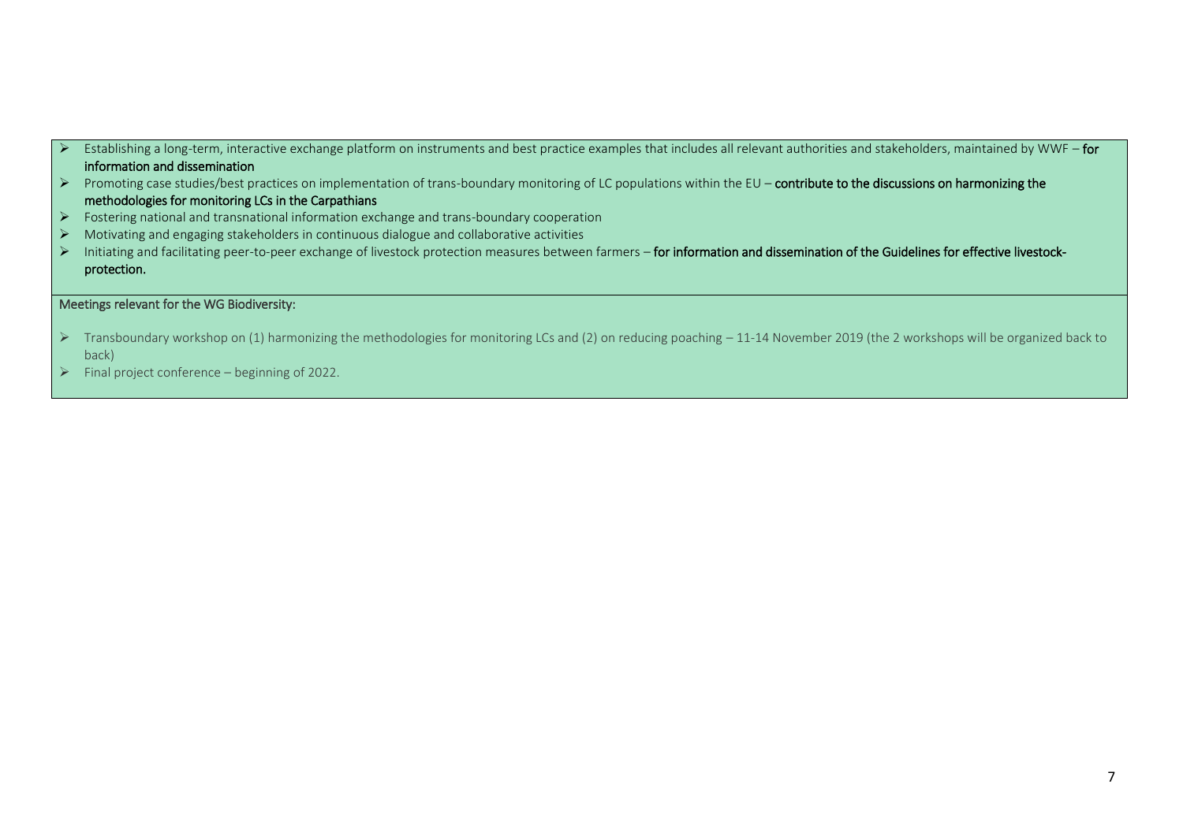- Establishing a long-term, interactive exchange platform on instruments and best practice examples that includes all relevant authorities and stakeholders, maintained by WWF – **for information and dissemination**
- Promoting case studies/best practices on implementation of trans-boundary monitoring of LC populations within the EU – **contribute to the discussions on harmonizing the methodologies for monitoring LCs in the Carpathians**
- Fostering national and transnational information exchange and trans-boundary cooperation
- Motivating and engaging stakeholders in continuous dialogue and collaborative activities
- Initiating and facilitating peer-to-peer exchange of livestock protection measures between farmers – **for information and dissemination of the Guidelines for effective livestock-protection.**

Meetings relevant for the WG Biodiversity:

- Transboundary workshop on (1) harmonizing the methodologies for monitoring LCs and (2) on reducing poaching – 11-14 November 2019 (the 2 workshops will be organized back to back)
- Final project conference – beginning of 2022.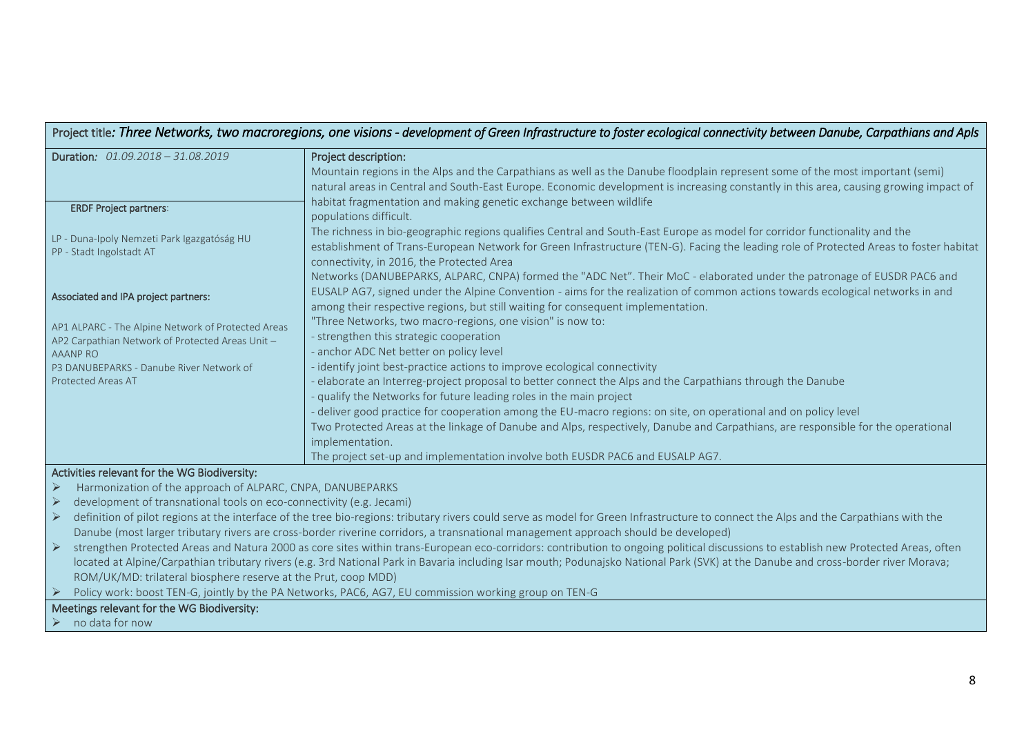Project title*: Three Networks, two macroregions, one visions - development of Green Infrastructure to foster ecological connectivity between Danube, Carpathians and Apls*

| | |
|---|---|
| **Duration***: 01.09.2018 – 31.08.2019*<br><br>**ERDF Project partners**:<br><br>LP - Duna-Ipoly Nemzeti Park Igazgatóság HU<br>PP - Stadt Ingolstadt AT<br><br>**Associated and IPA project partners:**<br><br>AP1 ALPARC - The Alpine Network of Protected Areas<br>AP2 Carpathian Network of Protected Areas Unit – AAANP RO<br>P3 DANUBEPARKS - Danube River Network of Protected Areas AT | **Project description:**<br>Mountain regions in the Alps and the Carpathians as well as the Danube floodplain represent some of the most important (semi) natural areas in Central and South-East Europe. Economic development is increasing constantly in this area, causing growing impact of habitat fragmentation and making genetic exchange between wildlife populations difficult.<br>The richness in bio-geographic regions qualifies Central and South-East Europe as model for corridor functionality and the establishment of Trans-European Network for Green Infrastructure (TEN-G). Facing the leading role of Protected Areas to foster habitat connectivity, in 2016, the Protected Area Networks (DANUBEPARKS, ALPARC, CNPA) formed the "ADC Net". Their MoC - elaborated under the patronage of EUSDR PAC6 and EUSALP AG7, signed under the Alpine Convention - aims for the realization of common actions towards ecological networks in and among their respective regions, but still waiting for consequent implementation.<br>"Three Networks, two macro-regions, one vision" is now to:<br>- strengthen this strategic cooperation<br>- anchor ADC Net better on policy level<br>- identify joint best-practice actions to improve ecological connectivity<br>- elaborate an Interreg-project proposal to better connect the Alps and the Carpathians through the Danube<br>- qualify the Networks for future leading roles in the main project<br>- deliver good practice for cooperation among the EU-macro regions: on site, on operational and on policy level<br>Two Protected Areas at the linkage of Danube and Alps, respectively, Danube and Carpathians, are responsible for the operational implementation.<br>The project set-up and implementation involve both EUSDR PAC6 and EUSALP AG7. |

**Activities relevant for the WG Biodiversity:**

- Harmonization of the approach of ALPARC, CNPA, DANUBEPARKS
- development of transnational tools on eco-connectivity (e.g. Jecami)
- definition of pilot regions at the interface of the tree bio-regions: tributary rivers could serve as model for Green Infrastructure to connect the Alps and the Carpathians with the Danube (most larger tributary rivers are cross-border riverine corridors, a transnational management approach should be developed)
- strengthen Protected Areas and Natura 2000 as core sites within trans-European eco-corridors: contribution to ongoing political discussions to establish new Protected Areas, often located at Alpine/Carpathian tributary rivers (e.g. 3rd National Park in Bavaria including Isar mouth; Podunajsko National Park (SVK) at the Danube and cross-border river Morava; ROM/UK/MD: trilateral biosphere reserve at the Prut, coop MDD)
- Policy work: boost TEN-G, jointly by the PA Networks, PAC6, AG7, EU commission working group on TEN-G

**Meetings relevant for the WG Biodiversity:**

- no data for now